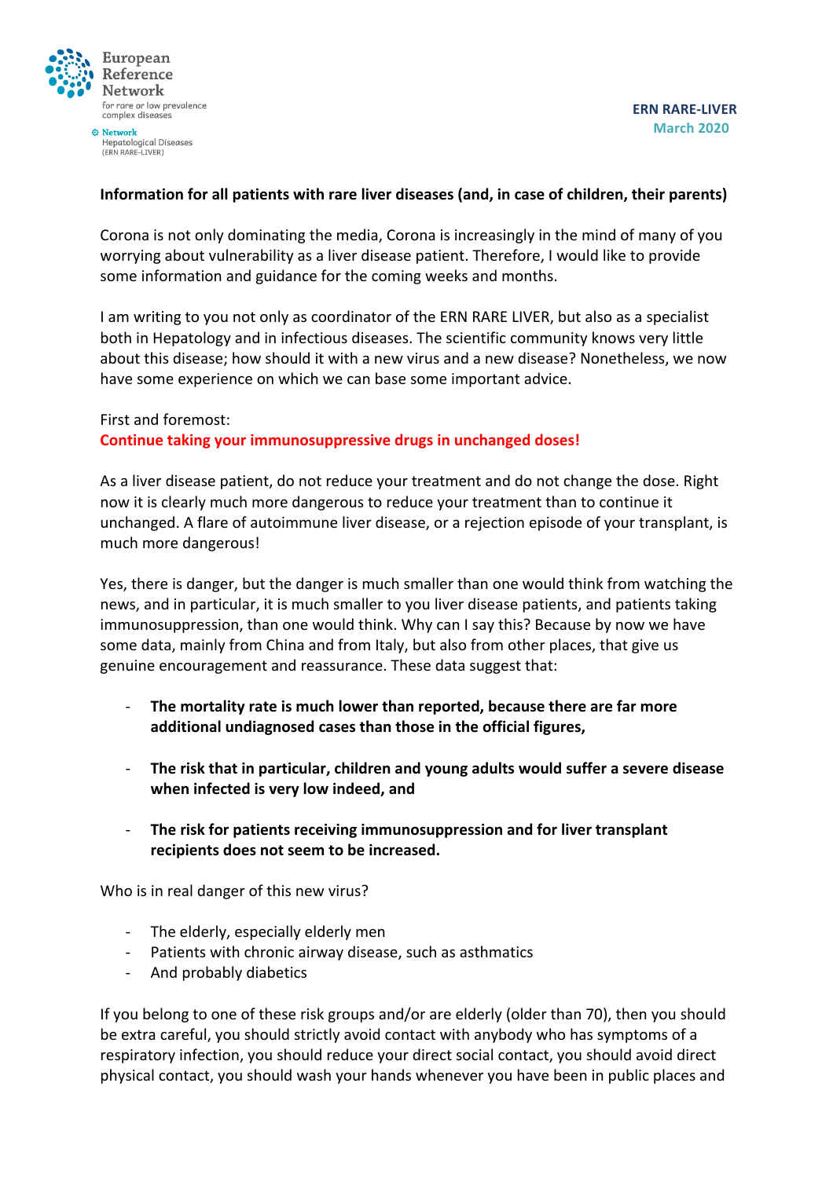ERN RARE-LIVER
March 2020

**Information for all patients with rare liver diseases (and, in case of children, their parents)**

Corona is not only dominating the media, Corona is increasingly in the mind of many of you worrying about vulnerability as a liver disease patient. Therefore, I would like to provide some information and guidance for the coming weeks and months.

I am writing to you not only as coordinator of the ERN RARE LIVER, but also as a specialist both in Hepatology and in infectious diseases. The scientific community knows very little about this disease; how should it with a new virus and a new disease? Nonetheless, we now have some experience on which we can base some important advice.

First and foremost:
**Continue taking your immunosuppressive drugs in unchanged doses!**

As a liver disease patient, do not reduce your treatment and do not change the dose. Right now it is clearly much more dangerous to reduce your treatment than to continue it unchanged. A flare of autoimmune liver disease, or a rejection episode of your transplant, is much more dangerous!

Yes, there is danger, but the danger is much smaller than one would think from watching the news, and in particular, it is much smaller to you liver disease patients, and patients taking immunosuppression, than one would think. Why can I say this? Because by now we have some data, mainly from China and from Italy, but also from other places, that give us genuine encouragement and reassurance. These data suggest that:

- **The mortality rate is much lower than reported, because there are far more additional undiagnosed cases than those in the official figures,**
- **The risk that in particular, children and young adults would suffer a severe disease when infected is very low indeed, and**
- **The risk for patients receiving immunosuppression and for liver transplant recipients does not seem to be increased.**

Who is in real danger of this new virus?

- The elderly, especially elderly men
- Patients with chronic airway disease, such as asthmatics
- And probably diabetics

If you belong to one of these risk groups and/or are elderly (older than 70), then you should be extra careful, you should strictly avoid contact with anybody who has symptoms of a respiratory infection, you should reduce your direct social contact, you should avoid direct physical contact, you should wash your hands whenever you have been in public places and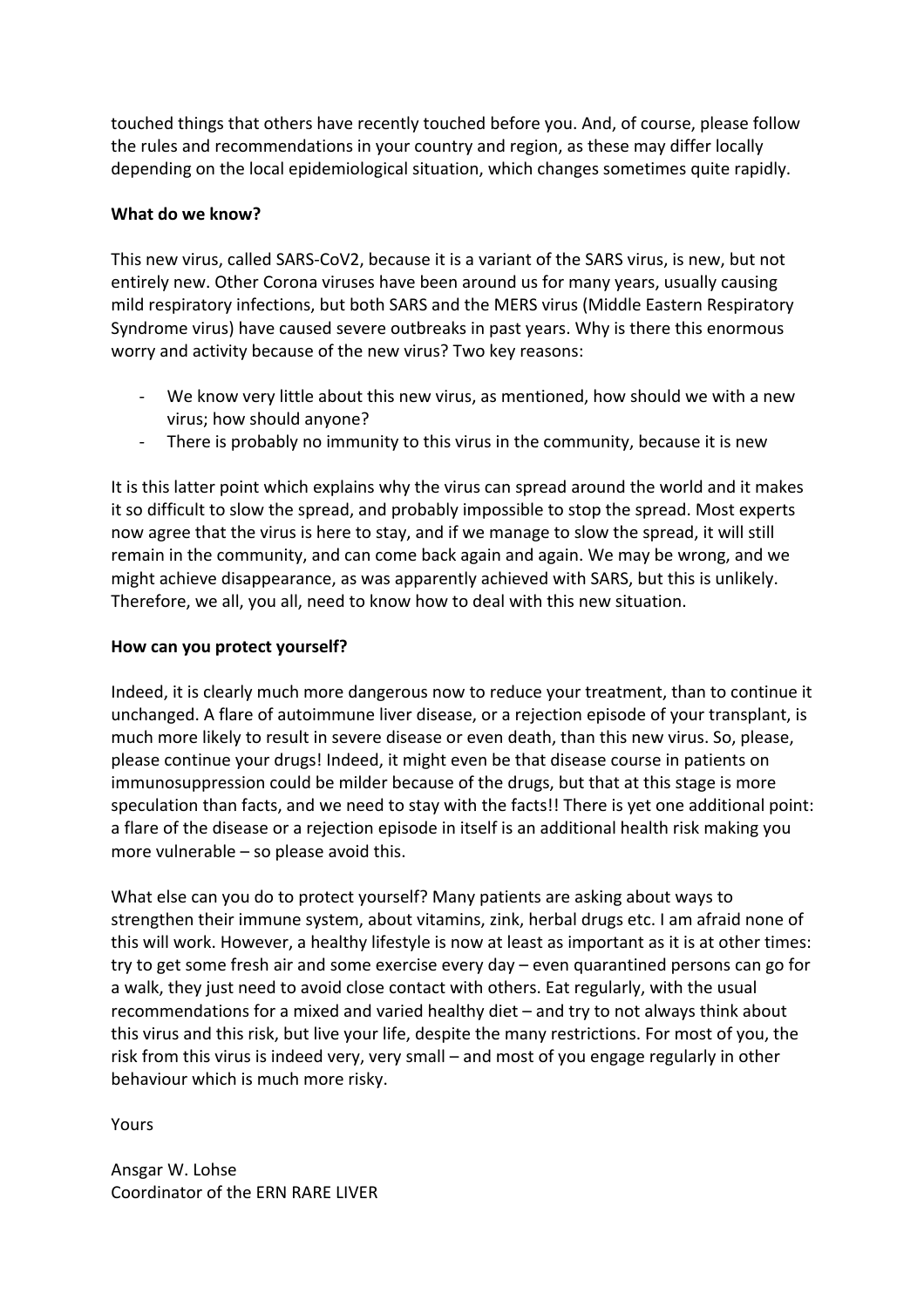touched things that others have recently touched before you. And, of course, please follow the rules and recommendations in your country and region, as these may differ locally depending on the local epidemiological situation, which changes sometimes quite rapidly.

**What do we know?**

This new virus, called SARS-CoV2, because it is a variant of the SARS virus, is new, but not entirely new. Other Corona viruses have been around us for many years, usually causing mild respiratory infections, but both SARS and the MERS virus (Middle Eastern Respiratory Syndrome virus) have caused severe outbreaks in past years. Why is there this enormous worry and activity because of the new virus? Two key reasons:

- We know very little about this new virus, as mentioned, how should we with a new virus; how should anyone?
- There is probably no immunity to this virus in the community, because it is new

It is this latter point which explains why the virus can spread around the world and it makes it so difficult to slow the spread, and probably impossible to stop the spread. Most experts now agree that the virus is here to stay, and if we manage to slow the spread, it will still remain in the community, and can come back again and again. We may be wrong, and we might achieve disappearance, as was apparently achieved with SARS, but this is unlikely. Therefore, we all, you all, need to know how to deal with this new situation.

**How can you protect yourself?**

Indeed, it is clearly much more dangerous now to reduce your treatment, than to continue it unchanged. A flare of autoimmune liver disease, or a rejection episode of your transplant, is much more likely to result in severe disease or even death, than this new virus. So, please, please continue your drugs! Indeed, it might even be that disease course in patients on immunosuppression could be milder because of the drugs, but that at this stage is more speculation than facts, and we need to stay with the facts!! There is yet one additional point: a flare of the disease or a rejection episode in itself is an additional health risk making you more vulnerable – so please avoid this.

What else can you do to protect yourself? Many patients are asking about ways to strengthen their immune system, about vitamins, zink, herbal drugs etc. I am afraid none of this will work. However, a healthy lifestyle is now at least as important as it is at other times: try to get some fresh air and some exercise every day – even quarantined persons can go for a walk, they just need to avoid close contact with others. Eat regularly, with the usual recommendations for a mixed and varied healthy diet – and try to not always think about this virus and this risk, but live your life, despite the many restrictions. For most of you, the risk from this virus is indeed very, very small – and most of you engage regularly in other behaviour which is much more risky.

Yours

Ansgar W. Lohse
Coordinator of the ERN RARE LIVER